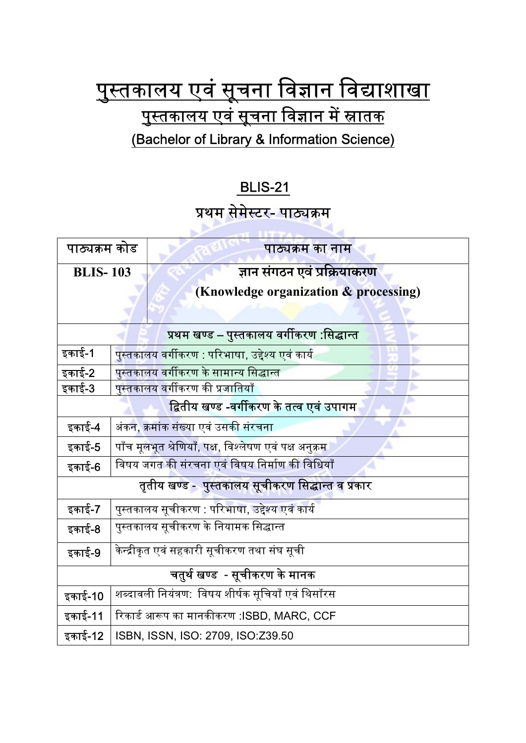# पुस्तकालय एवं सूचना विज्ञान विद्याशाखा

## पुस्तकालय एवं सूचना विज्ञान में स्नातक

## (Bachelor of Library & Information Science)

### BLIS-21

### प्रथम सेमेस्टर- पाठ्यक्रम

| पाठ्यक्रम कोड | पाठ्यक्रम का नाम |
|---|---|
| **BLIS- 103** | **ज्ञान संगठन एवं प्रक्रियाकरण (Knowledge organization & processing)** |
| **प्रथम खण्ड – पुस्तकालय वर्गीकरण :सिद्धान्त** | |
| इकाई-1 | पुस्तकालय वर्गीकरण : परिभाषा, उद्देश्य एवं कार्य |
| इकाई-2 | पुस्तकालय वर्गीकरण के सामान्य सिद्धान्त |
| इकाई-3 | पुस्तकालय वर्गीकरण की प्रजातियाँ |
| **द्वितीय खण्ड -वर्गीकरण के तत्व एवं उपागम** | |
| इकाई-4 | अंकन, क्रमांक संख्या एवं उसकी संरचना |
| इकाई-5 | पाँच मूलभूत श्रेणियाँ, पक्ष, विश्लेषण एवं पक्ष अनुक्रम |
| इकाई-6 | विषय जगत की संरचना एवं विषय निर्माण की विधियाँ |
| **तृतीय खण्ड - पुस्तकालय सूचीकरण सिद्धान्त व प्रकार** | |
| इकाई-7 | पुस्तकालय सूचीकरण : परिभाषा, उद्देश्य एवं कार्य |
| इकाई-8 | पुस्तकालय सूचीकरण के नियामक सिद्धान्त |
| इकाई-9 | केन्द्रीकृत एवं सहकारी सूचीकरण तथा संघ सूची |
| **चतुर्थ खण्ड - सूचीकरण के मानक** | |
| इकाई-10 | शब्दावली नियंत्रण: विषय शीर्षक सूचियाँ एवं थिसॉरस |
| इकाई-11 | रिकार्ड आरूप का मानकीकरण :ISBD, MARC, CCF |
| इकाई-12 | ISBN, ISSN, ISO: 2709, ISO:Z39.50 |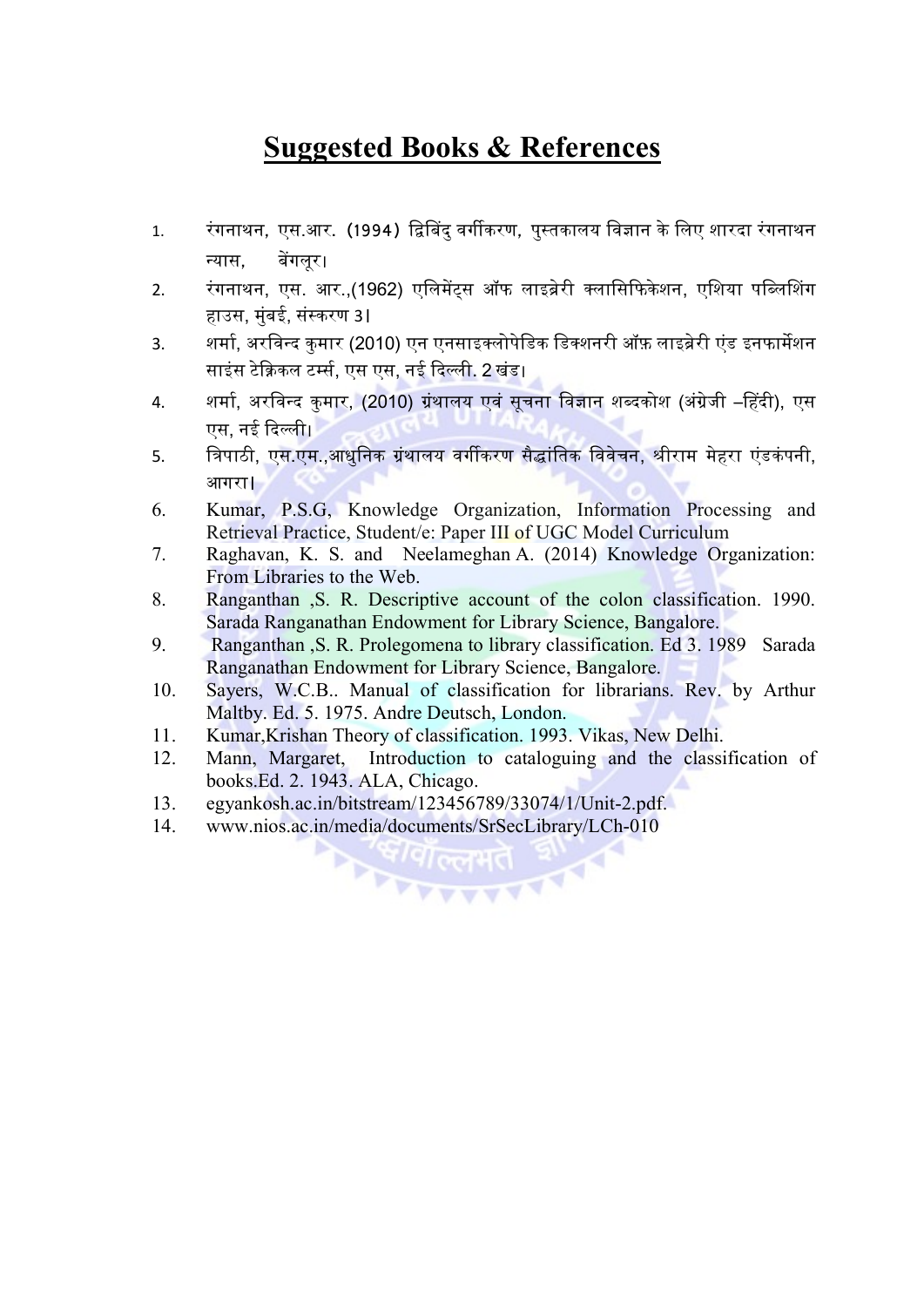# Suggested Books & References

1. रंगनाथन, एस.आर. (1994) द्विबिंदु वर्गीकरण, पुस्तकालय विज्ञान के लिए शारदा रंगनाथन न्यास, बेंगलूर।
2. रंगनाथन, एस. आर.,(1962) एलिमेंट्स ऑफ लाइब्रेरी क्लासिफिकेशन, एशिया पब्लिशिंग हाउस, मुंबई, संस्करण 3।
3. शर्मा, अरविन्द कुमार (2010) एन एनसाइक्लोपेडिक डिक्शनरी ऑफ़ लाइब्रेरी एंड इनफार्मेशन साइंस टेक्निकल टर्म्स, एस एस, नई दिल्ली. 2 खंड।
4. शर्मा, अरविन्द कुमार, (2010) ग्रंथालय एवं सूचना विज्ञान शब्दकोश (अंग्रेजी –हिंदी), एस एस, नई दिल्ली।
5. त्रिपाठी, एस.एम.,आधुनिक ग्रंथालय वर्गीकरण सैद्धांतिक विवेचन, श्रीराम मेहरा एंडकंपनी, आगरा।
6. Kumar, P.S.G, Knowledge Organization, Information Processing and Retrieval Practice, Student/e: Paper III of UGC Model Curriculum
7. Raghavan, K. S. and Neelameghan A. (2014) Knowledge Organization: From Libraries to the Web.
8. Ranganthan ,S. R. Descriptive account of the colon classification. 1990. Sarada Ranganathan Endowment for Library Science, Bangalore.
9. Ranganthan ,S. R. Prolegomena to library classification. Ed 3. 1989 Sarada Ranganathan Endowment for Library Science, Bangalore.
10. Sayers, W.C.B.. Manual of classification for librarians. Rev. by Arthur Maltby. Ed. 5. 1975. Andre Deutsch, London.
11. Kumar,Krishan Theory of classification. 1993. Vikas, New Delhi.
12. Mann, Margaret, Introduction to cataloguing and the classification of books.Ed. 2. 1943. ALA, Chicago.
13. egyankosh.ac.in/bitstream/123456789/33074/1/Unit-2.pdf.
14. www.nios.ac.in/media/documents/SrSecLibrary/LCh-010